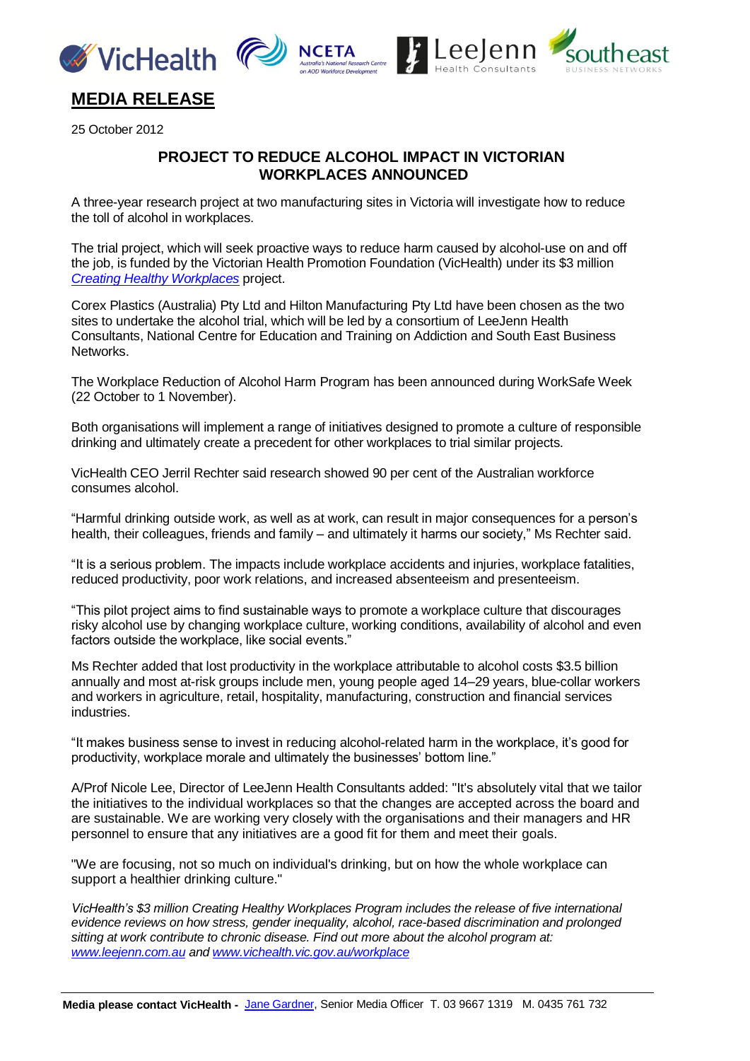# MEDIA RELEASE

25 October 2012

## PROJECT TO REDUCE ALCOHOL IMPACT IN VICTORIAN WORKPLACES ANNOUNCED

A three-year research project at two manufacturing sites in Victoria will investigate how to reduce the toll of alcohol in workplaces.

The trial project, which will seek proactive ways to reduce harm caused by alcohol-use on and off the job, is funded by the Victorian Health Promotion Foundation (VicHealth) under its $3 million *Creating Healthy Workplaces* project.

Corex Plastics (Australia) Pty Ltd and Hilton Manufacturing Pty Ltd have been chosen as the two sites to undertake the alcohol trial, which will be led by a consortium of LeeJenn Health Consultants, National Centre for Education and Training on Addiction and South East Business Networks.

The Workplace Reduction of Alcohol Harm Program has been announced during WorkSafe Week (22 October to 1 November).

Both organisations will implement a range of initiatives designed to promote a culture of responsible drinking and ultimately create a precedent for other workplaces to trial similar projects.

VicHealth CEO Jerril Rechter said research showed 90 per cent of the Australian workforce consumes alcohol.

"Harmful drinking outside work, as well as at work, can result in major consequences for a person's health, their colleagues, friends and family – and ultimately it harms our society," Ms Rechter said.

"It is a serious problem. The impacts include workplace accidents and injuries, workplace fatalities, reduced productivity, poor work relations, and increased absenteeism and presenteeism.

"This pilot project aims to find sustainable ways to promote a workplace culture that discourages risky alcohol use by changing workplace culture, working conditions, availability of alcohol and even factors outside the workplace, like social events."

Ms Rechter added that lost productivity in the workplace attributable to alcohol costs $3.5 billion annually and most at-risk groups include men, young people aged 14–29 years, blue-collar workers and workers in agriculture, retail, hospitality, manufacturing, construction and financial services industries.

"It makes business sense to invest in reducing alcohol-related harm in the workplace, it's good for productivity, workplace morale and ultimately the businesses' bottom line."

A/Prof Nicole Lee, Director of LeeJenn Health Consultants added: "It's absolutely vital that we tailor the initiatives to the individual workplaces so that the changes are accepted across the board and are sustainable. We are working very closely with the organisations and their managers and HR personnel to ensure that any initiatives are a good fit for them and meet their goals.

"We are focusing, not so much on individual's drinking, but on how the whole workplace can support a healthier drinking culture."

*VicHealth's $3 million Creating Healthy Workplaces Program includes the release of five international evidence reviews on how stress, gender inequality, alcohol, race-based discrimination and prolonged sitting at work contribute to chronic disease. Find out more about the alcohol program at: www.leejenn.com.au and www.vichealth.vic.gov.au/workplace*

---

**Media please contact VicHealth -** Jane Gardner, Senior Media Officer T. 03 9667 1319 M. 0435 761 732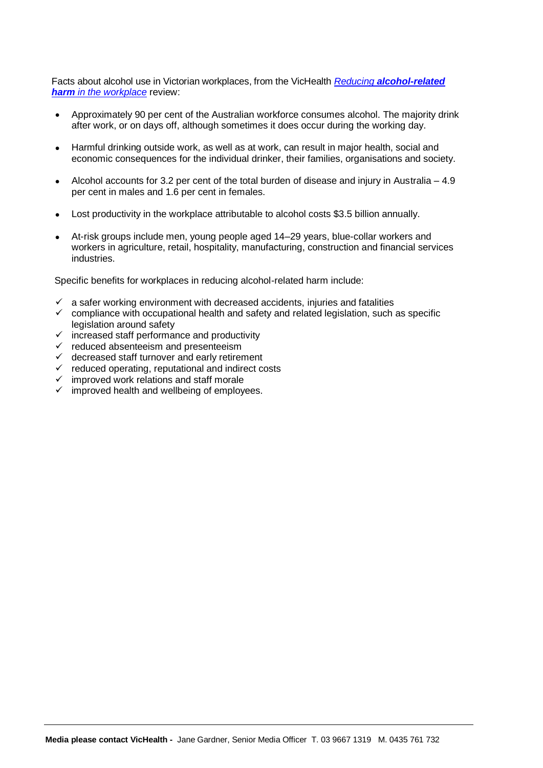Facts about alcohol use in Victorian workplaces, from the VicHealth [*Reducing **alcohol-related harm** in the workplace*] review:

- Approximately 90 per cent of the Australian workforce consumes alcohol. The majority drink after work, or on days off, although sometimes it does occur during the working day.
- Harmful drinking outside work, as well as at work, can result in major health, social and economic consequences for the individual drinker, their families, organisations and society.
- Alcohol accounts for 3.2 per cent of the total burden of disease and injury in Australia – 4.9 per cent in males and 1.6 per cent in females.
- Lost productivity in the workplace attributable to alcohol costs $3.5 billion annually.
- At-risk groups include men, young people aged 14–29 years, blue-collar workers and workers in agriculture, retail, hospitality, manufacturing, construction and financial services industries.

Specific benefits for workplaces in reducing alcohol-related harm include:

- ✓ a safer working environment with decreased accidents, injuries and fatalities
- ✓ compliance with occupational health and safety and related legislation, such as specific legislation around safety
- ✓ increased staff performance and productivity
- ✓ reduced absenteeism and presenteeism
- ✓ decreased staff turnover and early retirement
- ✓ reduced operating, reputational and indirect costs
- ✓ improved work relations and staff morale
- ✓ improved health and wellbeing of employees.

**Media please contact VicHealth -** Jane Gardner, Senior Media Officer T. 03 9667 1319 M. 0435 761 732